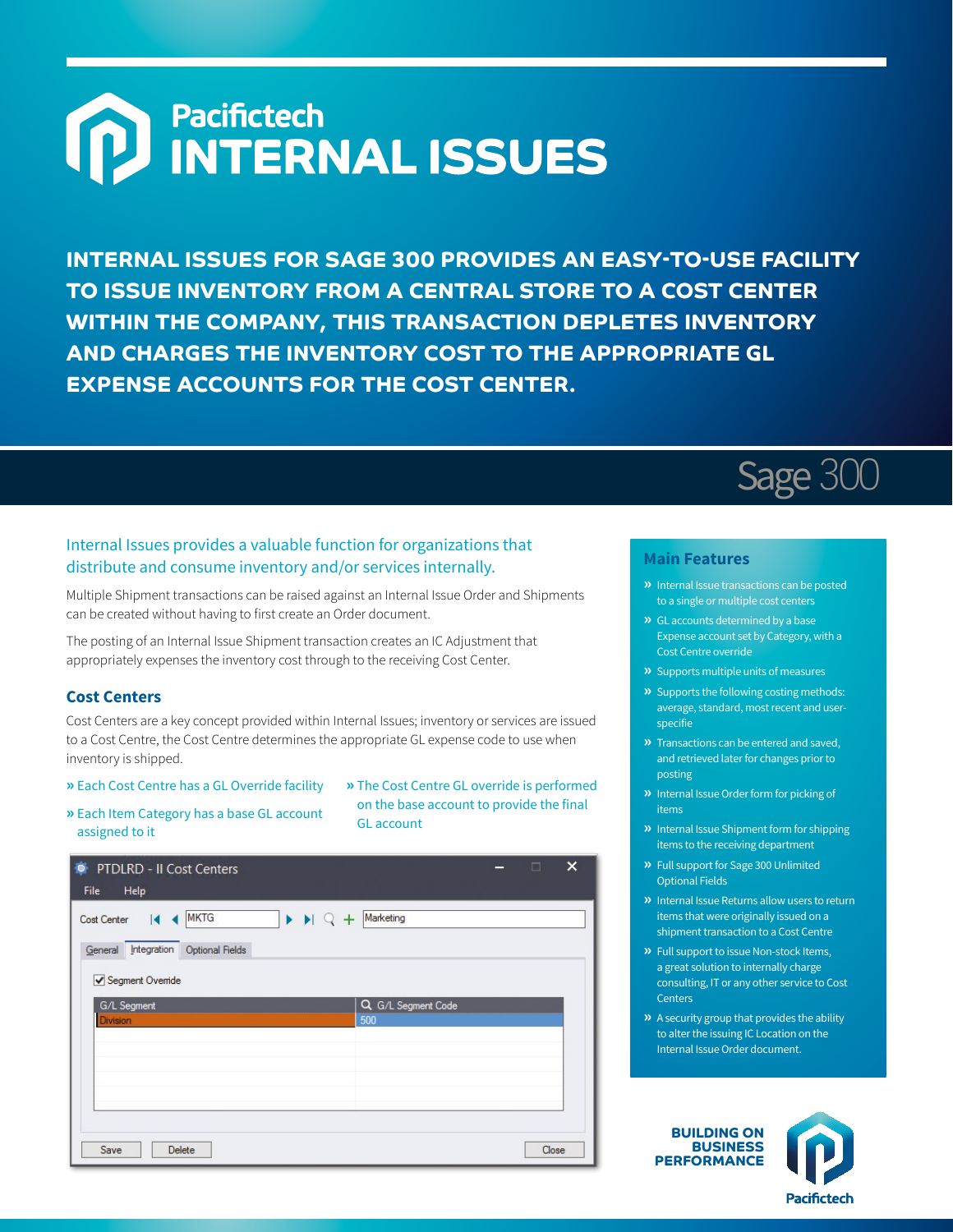# Pacifictech INTERNAL ISSUES

**INTERNAL ISSUES FOR SAGE 300 PROVIDES AN EASY-TO-USE FACILITY TO ISSUE INVENTORY FROM A CENTRAL STORE TO A COST CENTER WITHIN THE COMPANY, THIS TRANSACTION DEPLETES INVENTORY AND CHARGES THE INVENTORY COST TO THE APPROPRIATE GL EXPENSE ACCOUNTS FOR THE COST CENTER.**

Sage 300

Internal Issues provides a valuable function for organizations that distribute and consume inventory and/or services internally.

Multiple Shipment transactions can be raised against an Internal Issue Order and Shipments can be created without having to first create an Order document.

The posting of an Internal Issue Shipment transaction creates an IC Adjustment that appropriately expenses the inventory cost through to the receiving Cost Center.

## Cost Centers

Cost Centers are a key concept provided within Internal Issues; inventory or services are issued to a Cost Centre, the Cost Centre determines the appropriate GL expense code to use when inventory is shipped.

- Each Cost Centre has a GL Override facility
- Each Item Category has a base GL account assigned to it
- The Cost Centre GL override is performed on the base account to provide the final GL account

PTDLRD - II Cost Centers

File Help

Cost Center MKTG Marketing

General | Integration | Optional Fields

☑ Segment Override

| G/L Segment | G/L Segment Code |
| --- | --- |
| Division | 500 |

Save | Delete | Close

## Main Features

- Internal Issue transactions can be posted to a single or multiple cost centers
- GL accounts determined by a base Expense account set by Category, with a Cost Centre override
- Supports multiple units of measures
- Supports the following costing methods: average, standard, most recent and user-specifie
- Transactions can be entered and saved, and retrieved later for changes prior to posting
- Internal Issue Order form for picking of items
- Internal Issue Shipment form for shipping items to the receiving department
- Full support for Sage 300 Unlimited Optional Fields
- Internal Issue Returns allow users to return items that were originally issued on a shipment transaction to a Cost Centre
- Full support to issue Non-stock Items, a great solution to internally charge consulting, IT or any other service to Cost Centers
- A security group that provides the ability to alter the issuing IC Location on the Internal Issue Order document.

**BUILDING ON BUSINESS PERFORMANCE**

Pacifictech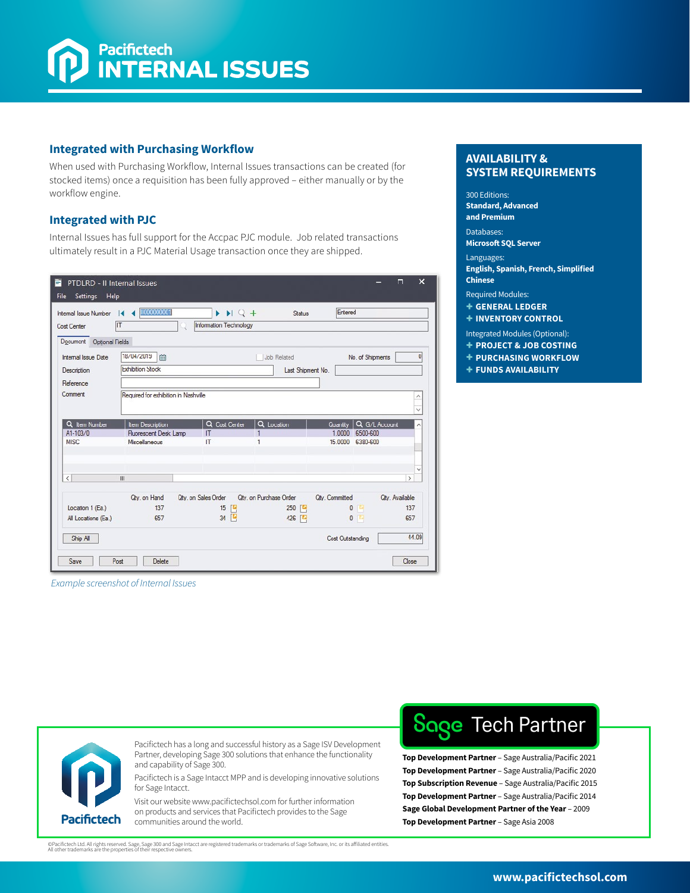# Pacifictech INTERNAL ISSUES

## Integrated with Purchasing Workflow

When used with Purchasing Workflow, Internal Issues transactions can be created (for stocked items) once a requisition has been fully approved – either manually or by the workflow engine.

## Integrated with PJC

Internal Issues has full support for the Accpac PJC module. Job related transactions ultimately result in a PJC Material Usage transaction once they are shipped.

*Example screenshot of Internal Issues*

## AVAILABILITY & SYSTEM REQUIREMENTS

300 Editions:
**Standard, Advanced and Premium**

Databases:
**Microsoft SQL Server**

Languages:
**English, Spanish, French, Simplified Chinese**

Required Modules:
- **GENERAL LEDGER**
- **INVENTORY CONTROL**

Integrated Modules (Optional):
- **PROJECT & JOB COSTING**
- **PURCHASING WORKFLOW**
- **FUNDS AVAILABILITY**

Pacifictech has a long and successful history as a Sage ISV Development Partner, developing Sage 300 solutions that enhance the functionality and capability of Sage 300.

Pacifictech is a Sage Intacct MPP and is developing innovative solutions for Sage Intacct.

Visit our website www.pacifictechsol.com for further information on products and services that Pacifictech provides to the Sage communities around the world.

Pacifictech

Sage Tech Partner

**Top Development Partner** – Sage Australia/Pacific 2021
**Top Development Partner** – Sage Australia/Pacific 2020
**Top Subscription Revenue** – Sage Australia/Pacific 2015
**Top Development Partner** – Sage Australia/Pacific 2014
**Sage Global Development Partner of the Year** – 2009
**Top Development Partner** – Sage Asia 2008

©Pacifictech Ltd. All rights reserved. Sage, Sage 300 and Sage Intacct are registered trademarks or trademarks of Sage Software, Inc. or its affiliated entities. All other trademarks are the properties of their respective owners.

www.pacifictechsol.com